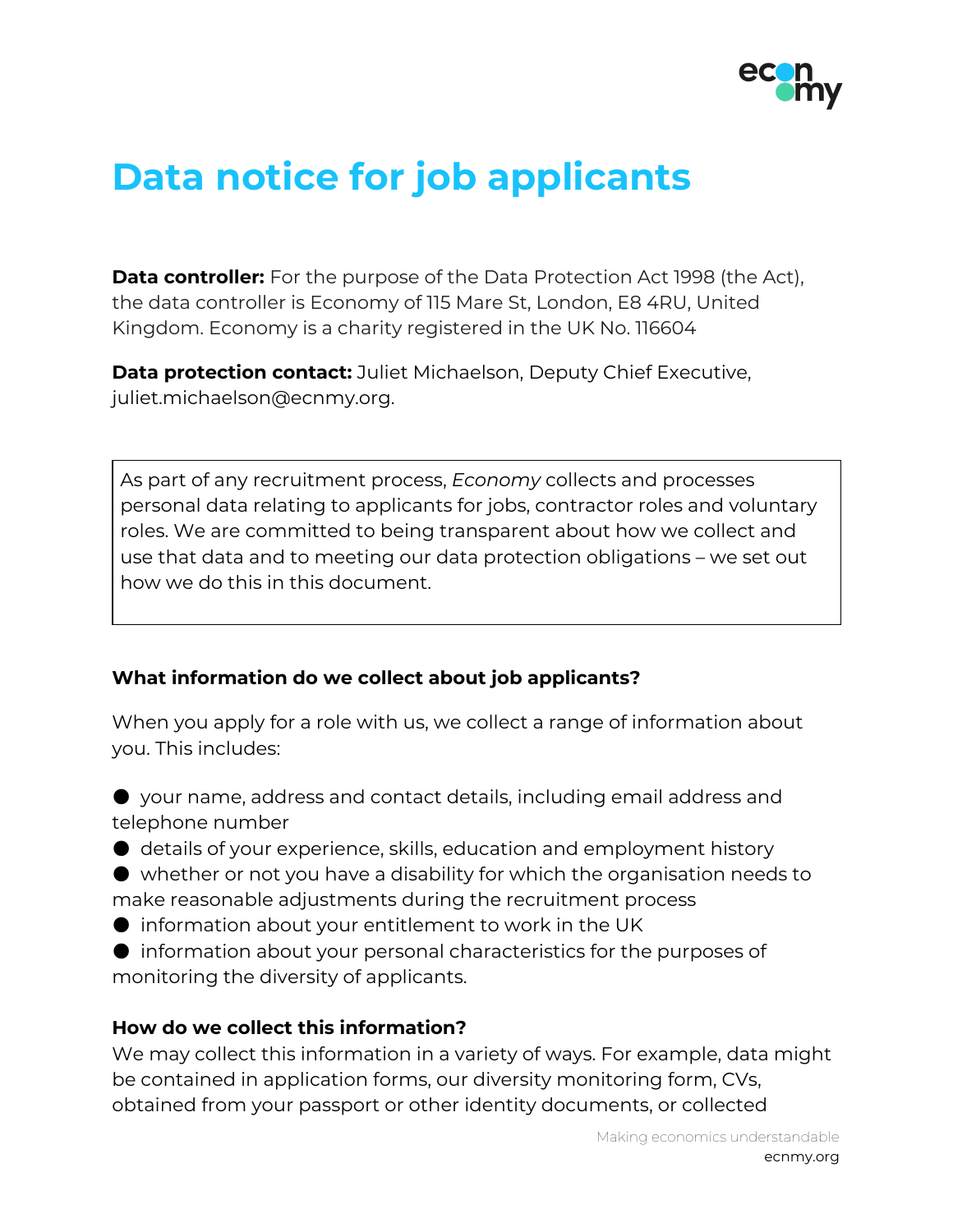# Data notice for job applicants

**Data controller:** For the purpose of the Data Protection Act 1998 (the Act), the data controller is Economy of 115 Mare St, London, E8 4RU, United Kingdom. Economy is a charity registered in the UK No. 116604

**Data protection contact:** Juliet Michaelson, Deputy Chief Executive, juliet.michaelson@ecnmy.org.

As part of any recruitment process, *Economy* collects and processes personal data relating to applicants for jobs, contractor roles and voluntary roles. We are committed to being transparent about how we collect and use that data and to meeting our data protection obligations – we set out how we do this in this document.

### What information do we collect about job applicants?

When you apply for a role with us, we collect a range of information about you. This includes:

- your name, address and contact details, including email address and telephone number
- details of your experience, skills, education and employment history
- whether or not you have a disability for which the organisation needs to make reasonable adjustments during the recruitment process
- information about your entitlement to work in the UK
- information about your personal characteristics for the purposes of monitoring the diversity of applicants.

### How do we collect this information?

We may collect this information in a variety of ways. For example, data might be contained in application forms, our diversity monitoring form, CVs, obtained from your passport or other identity documents, or collected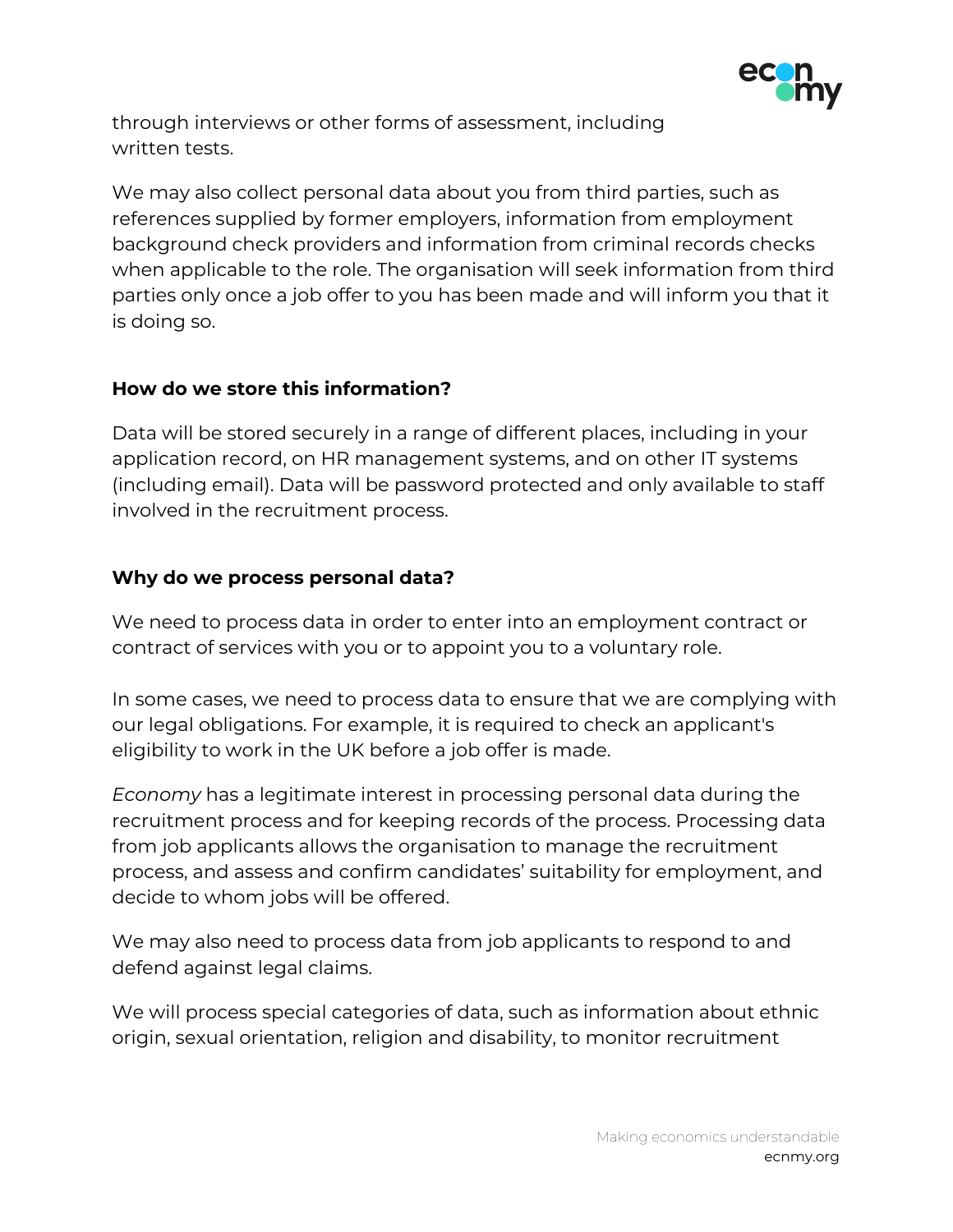through interviews or other forms of assessment, including written tests.

We may also collect personal data about you from third parties, such as references supplied by former employers, information from employment background check providers and information from criminal records checks when applicable to the role. The organisation will seek information from third parties only once a job offer to you has been made and will inform you that it is doing so.

**How do we store this information?**

Data will be stored securely in a range of different places, including in your application record, on HR management systems, and on other IT systems (including email). Data will be password protected and only available to staff involved in the recruitment process.

**Why do we process personal data?**

We need to process data in order to enter into an employment contract or contract of services with you or to appoint you to a voluntary role.

In some cases, we need to process data to ensure that we are complying with our legal obligations. For example, it is required to check an applicant's eligibility to work in the UK before a job offer is made.

*Economy* has a legitimate interest in processing personal data during the recruitment process and for keeping records of the process. Processing data from job applicants allows the organisation to manage the recruitment process, and assess and confirm candidates' suitability for employment, and decide to whom jobs will be offered.

We may also need to process data from job applicants to respond to and defend against legal claims.

We will process special categories of data, such as information about ethnic origin, sexual orientation, religion and disability, to monitor recruitment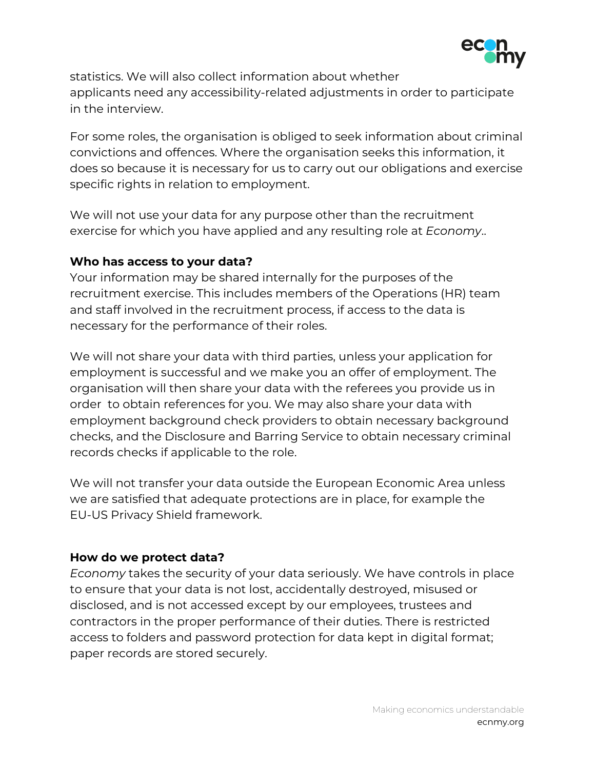statistics. We will also collect information about whether applicants need any accessibility-related adjustments in order to participate in the interview.

For some roles, the organisation is obliged to seek information about criminal convictions and offences. Where the organisation seeks this information, it does so because it is necessary for us to carry out our obligations and exercise specific rights in relation to employment.

We will not use your data for any purpose other than the recruitment exercise for which you have applied and any resulting role at *Economy*..

**Who has access to your data?**
Your information may be shared internally for the purposes of the recruitment exercise. This includes members of the Operations (HR) team and staff involved in the recruitment process, if access to the data is necessary for the performance of their roles.

We will not share your data with third parties, unless your application for employment is successful and we make you an offer of employment. The organisation will then share your data with the referees you provide us in order to obtain references for you. We may also share your data with employment background check providers to obtain necessary background checks, and the Disclosure and Barring Service to obtain necessary criminal records checks if applicable to the role.

We will not transfer your data outside the European Economic Area unless we are satisfied that adequate protections are in place, for example the EU-US Privacy Shield framework.

**How do we protect data?**
*Economy* takes the security of your data seriously. We have controls in place to ensure that your data is not lost, accidentally destroyed, misused or disclosed, and is not accessed except by our employees, trustees and contractors in the proper performance of their duties. There is restricted access to folders and password protection for data kept in digital format; paper records are stored securely.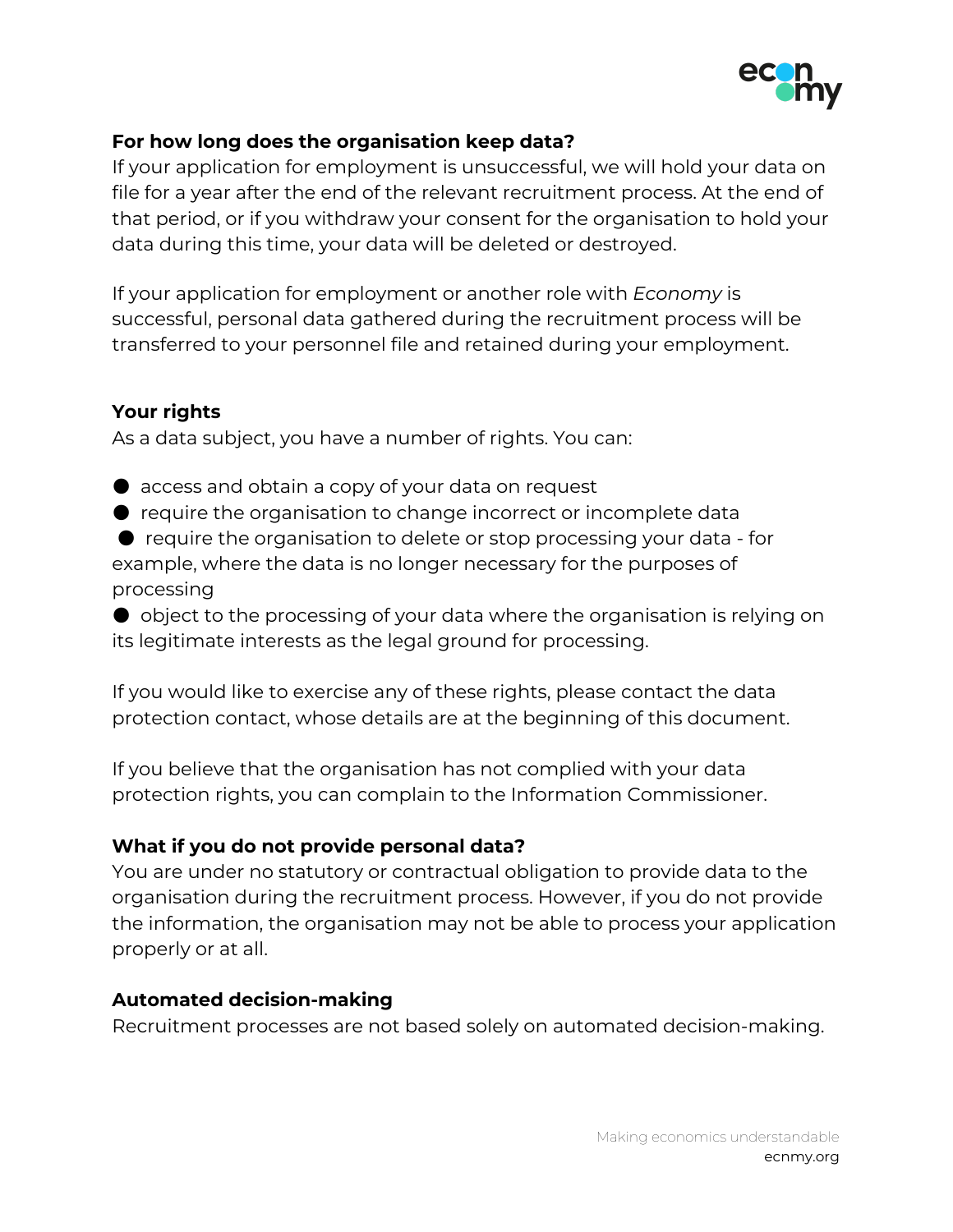### For how long does the organisation keep data?

If your application for employment is unsuccessful, we will hold your data on file for a year after the end of the relevant recruitment process. At the end of that period, or if you withdraw your consent for the organisation to hold your data during this time, your data will be deleted or destroyed.

If your application for employment or another role with *Economy* is successful, personal data gathered during the recruitment process will be transferred to your personnel file and retained during your employment.

### Your rights

As a data subject, you have a number of rights. You can:

- access and obtain a copy of your data on request
- require the organisation to change incorrect or incomplete data
- require the organisation to delete or stop processing your data - for example, where the data is no longer necessary for the purposes of processing
- object to the processing of your data where the organisation is relying on its legitimate interests as the legal ground for processing.

If you would like to exercise any of these rights, please contact the data protection contact, whose details are at the beginning of this document.

If you believe that the organisation has not complied with your data protection rights, you can complain to the Information Commissioner.

### What if you do not provide personal data?

You are under no statutory or contractual obligation to provide data to the organisation during the recruitment process. However, if you do not provide the information, the organisation may not be able to process your application properly or at all.

### Automated decision-making

Recruitment processes are not based solely on automated decision-making.